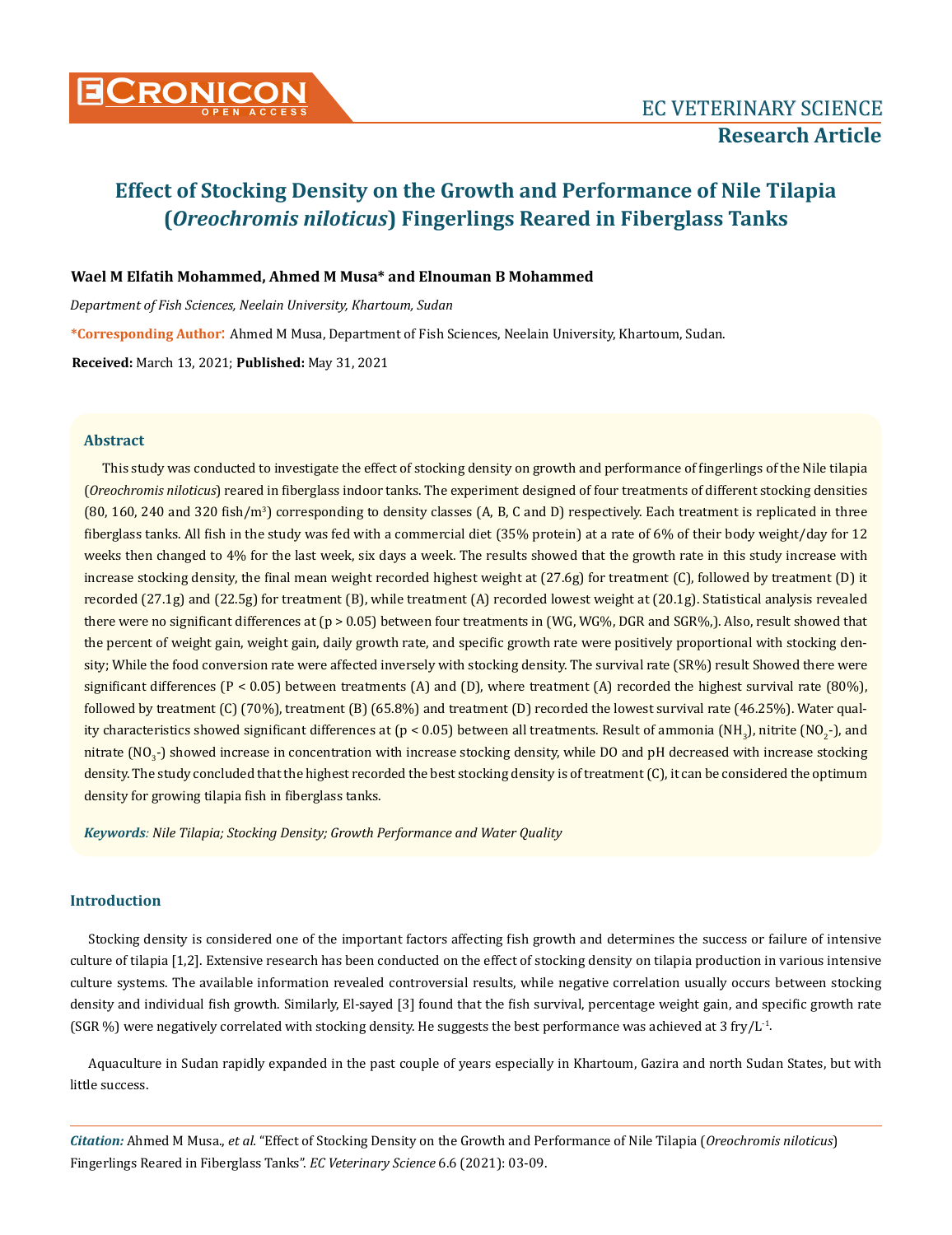# Effect of Stocking Density on the Growth and Performance of Nile Tilapia (*Oreochromis niloticus*) Fingerlings Reared in Fiberglass Tanks

**Wael M Elfatih Mohammed, Ahmed M Musa\* and Elnouman B Mohammed**

*Department of Fish Sciences, Neelain University, Khartoum, Sudan*

**\*Corresponding Author:** Ahmed M Musa, Department of Fish Sciences, Neelain University, Khartoum, Sudan.

**Received:** March 13, 2021; **Published:** May 31, 2021

## Abstract

This study was conducted to investigate the effect of stocking density on growth and performance of fingerlings of the Nile tilapia (*Oreochromis niloticus*) reared in fiberglass indoor tanks. The experiment designed of four treatments of different stocking densities (80, 160, 240 and 320 fish/$m^3$) corresponding to density classes (A, B, C and D) respectively. Each treatment is replicated in three fiberglass tanks. All fish in the study was fed with a commercial diet (35% protein) at a rate of 6% of their body weight/day for 12 weeks then changed to 4% for the last week, six days a week. The results showed that the growth rate in this study increase with increase stocking density, the final mean weight recorded highest weight at (27.6g) for treatment (C), followed by treatment (D) it recorded (27.1g) and (22.5g) for treatment (B), while treatment (A) recorded lowest weight at (20.1g). Statistical analysis revealed there were no significant differences at ($p > 0.05$) between four treatments in (WG, WG%, DGR and SGR%,). Also, result showed that the percent of weight gain, weight gain, daily growth rate, and specific growth rate were positively proportional with stocking density; While the food conversion rate were affected inversely with stocking density. The survival rate (SR%) result Showed there were significant differences ($P < 0.05$) between treatments (A) and (D), where treatment (A) recorded the highest survival rate (80%), followed by treatment (C) (70%), treatment (B) (65.8%) and treatment (D) recorded the lowest survival rate (46.25%). Water quality characteristics showed significant differences at ($p < 0.05$) between all treatments. Result of ammonia ($NH_3$), nitrite ($NO_2$-), and nitrate ($NO_3$-) showed increase in concentration with increase stocking density, while DO and pH decreased with increase stocking density. The study concluded that the highest recorded the best stocking density is of treatment (C), it can be considered the optimum density for growing tilapia fish in fiberglass tanks.

***Keywords**: Nile Tilapia; Stocking Density; Growth Performance and Water Quality*

## Introduction

Stocking density is considered one of the important factors affecting fish growth and determines the success or failure of intensive culture of tilapia [1,2]. Extensive research has been conducted on the effect of stocking density on tilapia production in various intensive culture systems. The available information revealed controversial results, while negative correlation usually occurs between stocking density and individual fish growth. Similarly, El-sayed [3] found that the fish survival, percentage weight gain, and specific growth rate (SGR %) were negatively correlated with stocking density. He suggests the best performance was achieved at 3 fry/$L^{-1}$.

Aquaculture in Sudan rapidly expanded in the past couple of years especially in Khartoum, Gazira and north Sudan States, but with little success.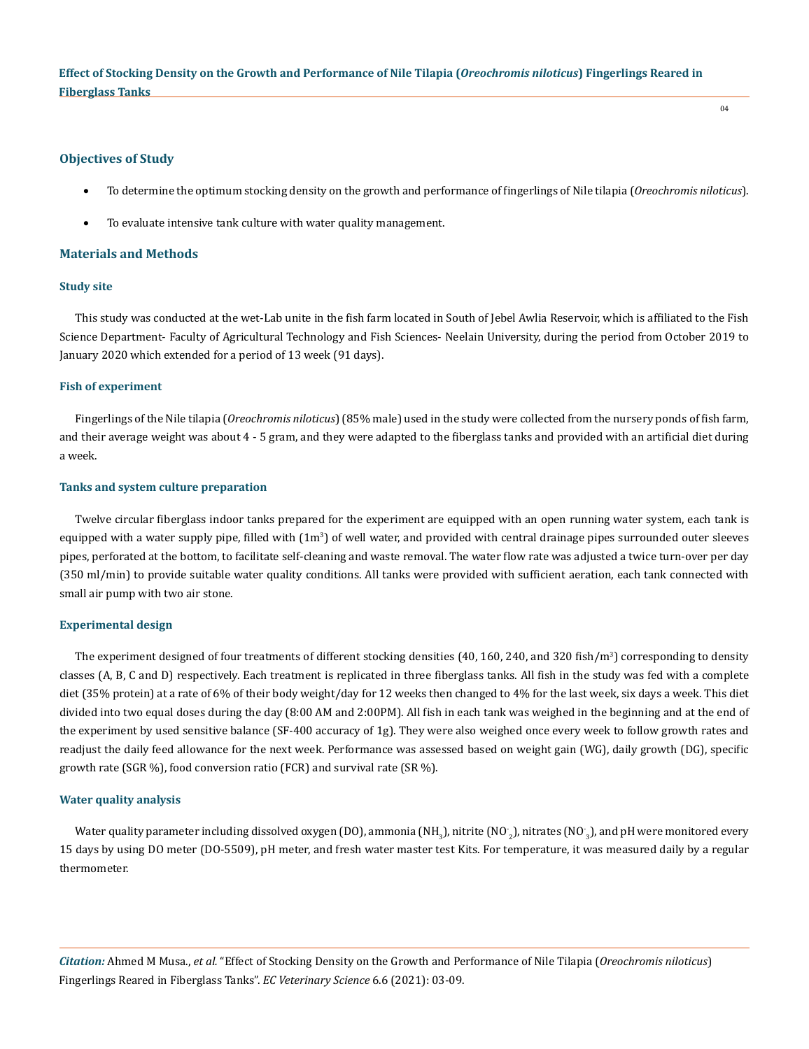## Objectives of Study

- To determine the optimum stocking density on the growth and performance of fingerlings of Nile tilapia (*Oreochromis niloticus*).
- To evaluate intensive tank culture with water quality management.

## Materials and Methods

### Study site

This study was conducted at the wet-Lab unite in the fish farm located in South of Jebel Awlia Reservoir, which is affiliated to the Fish Science Department- Faculty of Agricultural Technology and Fish Sciences- Neelain University, during the period from October 2019 to January 2020 which extended for a period of 13 week (91 days).

### Fish of experiment

Fingerlings of the Nile tilapia (*Oreochromis niloticus*) (85% male) used in the study were collected from the nursery ponds of fish farm, and their average weight was about 4 - 5 gram, and they were adapted to the fiberglass tanks and provided with an artificial diet during a week.

### Tanks and system culture preparation

Twelve circular fiberglass indoor tanks prepared for the experiment are equipped with an open running water system, each tank is equipped with a water supply pipe, filled with ($1m^3$) of well water, and provided with central drainage pipes surrounded outer sleeves pipes, perforated at the bottom, to facilitate self-cleaning and waste removal. The water flow rate was adjusted a twice turn-over per day (350 ml/min) to provide suitable water quality conditions. All tanks were provided with sufficient aeration, each tank connected with small air pump with two air stone.

### Experimental design

The experiment designed of four treatments of different stocking densities (40, 160, 240, and 320 fish/$m^3$) corresponding to density classes (A, B, C and D) respectively. Each treatment is replicated in three fiberglass tanks. All fish in the study was fed with a complete diet (35% protein) at a rate of 6% of their body weight/day for 12 weeks then changed to 4% for the last week, six days a week. This diet divided into two equal doses during the day (8:00 AM and 2:00PM). All fish in each tank was weighed in the beginning and at the end of the experiment by used sensitive balance (SF-400 accuracy of 1g). They were also weighed once every week to follow growth rates and readjust the daily feed allowance for the next week. Performance was assessed based on weight gain (WG), daily growth (DG), specific growth rate (SGR %), food conversion ratio (FCR) and survival rate (SR %).

### Water quality analysis

Water quality parameter including dissolved oxygen (DO), ammonia ($NH_3$), nitrite ($NO_2^-$), nitrates ($NO_3^-$), and pH were monitored every 15 days by using DO meter (DO-5509), pH meter, and fresh water master test Kits. For temperature, it was measured daily by a regular thermometer.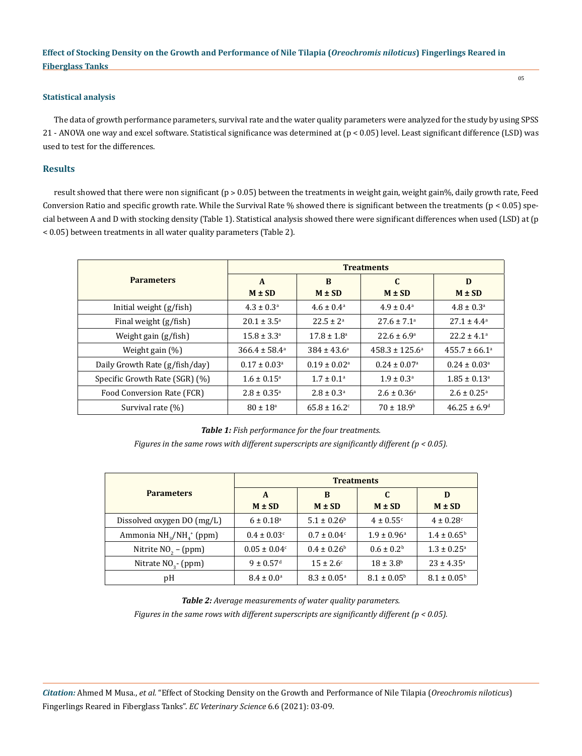### Statistical analysis

The data of growth performance parameters, survival rate and the water quality parameters were analyzed for the study by using SPSS 21 - ANOVA one way and excel software. Statistical significance was determined at ($p < 0.05$) level. Least significant difference (LSD) was used to test for the differences.

## Results

result showed that there were non significant ($p > 0.05$) between the treatments in weight gain, weight gain%, daily growth rate, Feed Conversion Ratio and specific growth rate. While the Survival Rate % showed there is significant between the treatments ($p < 0.05$) special between A and D with stocking density (Table 1). Statistical analysis showed there were significant differences when used (LSD) at ($p < 0.05$) between treatments in all water quality parameters (Table 2).

| Parameters | Treatments | | | |
|---|---|---|---|---|
| | A M ± SD | B M ± SD | C M ± SD | D M ± SD |
| Initial weight (g/fish) | $4.3 \pm 0.3^a$ | $4.6 \pm 0.4^a$ | $4.9 \pm 0.4^a$ | $4.8 \pm 0.3^a$ |
| Final weight (g/fish) | $20.1 \pm 3.5^a$ | $22.5 \pm 2^a$ | $27.6 \pm 7.1^a$ | $27.1 \pm 4.4^a$ |
| Weight gain (g/fish) | $15.8 \pm 3.3^a$ | $17.8 \pm 1.8^a$ | $22.6 \pm 6.9^a$ | $22.2 \pm 4.1^a$ |
| Weight gain (%) | $366.4 \pm 58.4^a$ | $384 \pm 43.6^a$ | $458.3 \pm 125.6^a$ | $455.7 \pm 66.1^a$ |
| Daily Growth Rate (g/fish/day) | $0.17 \pm 0.03^a$ | $0.19 \pm 0.02^a$ | $0.24 \pm 0.07^a$ | $0.24 \pm 0.03^a$ |
| Specific Growth Rate (SGR) (%) | $1.6 \pm 0.15^a$ | $1.7 \pm 0.1^a$ | $1.9 \pm 0.3^a$ | $1.85 \pm 0.13^a$ |
| Food Conversion Rate (FCR) | $2.8 \pm 0.35^a$ | $2.8 \pm 0.3^a$ | $2.6 \pm 0.36^a$ | $2.6 \pm 0.25^a$ |
| Survival rate (%) | $80 \pm 18^a$ | $65.8 \pm 16.2^c$ | $70 \pm 18.9^b$ | $46.25 \pm 6.9^d$ |

***Table 1:** Fish performance for the four treatments.*

*Figures in the same rows with different superscripts are significantly different ($p < 0.05$).*

| Parameters | Treatments | | | |
|---|---|---|---|---|
| | A M ± SD | B M ± SD | C M ± SD | D M ± SD |
| Dissolved oxygen DO (mg/L) | $6 \pm 0.18^a$ | $5.1 \pm 0.26^b$ | $4 \pm 0.55^c$ | $4 \pm 0.28^c$ |
| Ammonia $NH_3/NH_4^+$ (ppm) | $0.4 \pm 0.03^c$ | $0.7 \pm 0.04^c$ | $1.9 \pm 0.96^a$ | $1.4 \pm 0.65^b$ |
| Nitrite $NO_2$ – (ppm) | $0.05 \pm 0.04^c$ | $0.4 \pm 0.26^b$ | $0.6 \pm 0.2^b$ | $1.3 \pm 0.25^a$ |
| Nitrate $NO_3$- (ppm) | $9 \pm 0.57^d$ | $15 \pm 2.6^c$ | $18 \pm 3.8^b$ | $23 \pm 4.35^a$ |
| pH | $8.4 \pm 0.0^a$ | $8.3 \pm 0.05^a$ | $8.1 \pm 0.05^b$ | $8.1 \pm 0.05^b$ |

***Table 2:** Average measurements of water quality parameters.*

*Figures in the same rows with different superscripts are significantly different ($p < 0.05$).*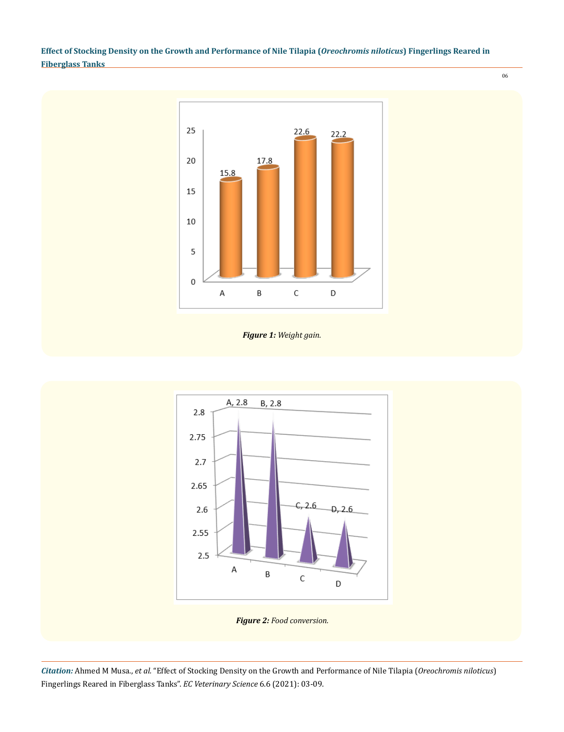*Figure 1: Weight gain.*

*Figure 2: Food conversion.*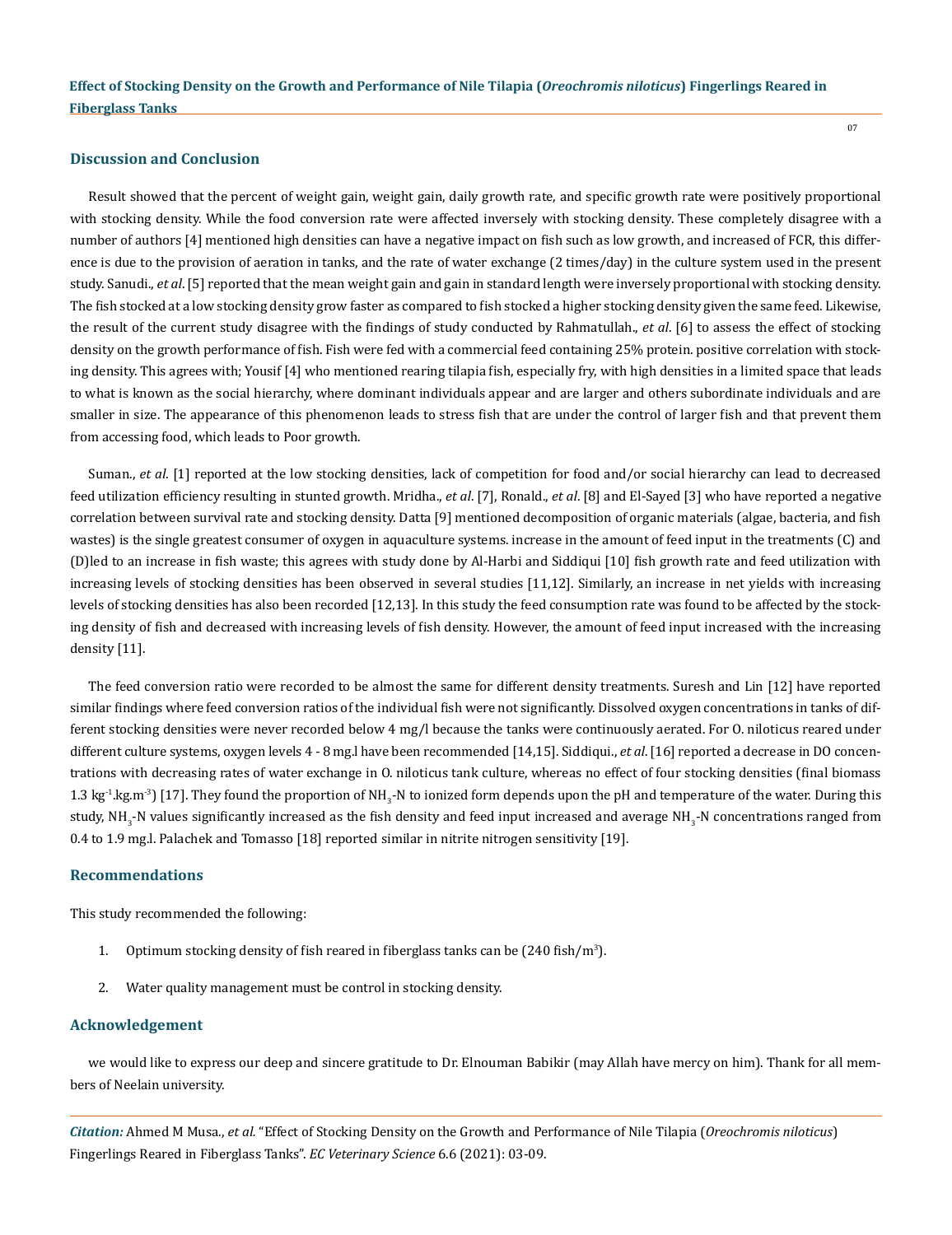## Discussion and Conclusion

Result showed that the percent of weight gain, weight gain, daily growth rate, and specific growth rate were positively proportional with stocking density. While the food conversion rate were affected inversely with stocking density. These completely disagree with a number of authors [4] mentioned high densities can have a negative impact on fish such as low growth, and increased of FCR, this difference is due to the provision of aeration in tanks, and the rate of water exchange (2 times/day) in the culture system used in the present study. Sanudi., *et al*. [5] reported that the mean weight gain and gain in standard length were inversely proportional with stocking density. The fish stocked at a low stocking density grow faster as compared to fish stocked a higher stocking density given the same feed. Likewise, the result of the current study disagree with the findings of study conducted by Rahmatullah., *et al*. [6] to assess the effect of stocking density on the growth performance of fish. Fish were fed with a commercial feed containing 25% protein. positive correlation with stocking density. This agrees with; Yousif [4] who mentioned rearing tilapia fish, especially fry, with high densities in a limited space that leads to what is known as the social hierarchy, where dominant individuals appear and are larger and others subordinate individuals and are smaller in size. The appearance of this phenomenon leads to stress fish that are under the control of larger fish and that prevent them from accessing food, which leads to Poor growth.

Suman., *et al*. [1] reported at the low stocking densities, lack of competition for food and/or social hierarchy can lead to decreased feed utilization efficiency resulting in stunted growth. Mridha., *et al*. [7], Ronald., *et al*. [8] and El-Sayed [3] who have reported a negative correlation between survival rate and stocking density. Datta [9] mentioned decomposition of organic materials (algae, bacteria, and fish wastes) is the single greatest consumer of oxygen in aquaculture systems. increase in the amount of feed input in the treatments (C) and (D)led to an increase in fish waste; this agrees with study done by Al-Harbi and Siddiqui [10] fish growth rate and feed utilization with increasing levels of stocking densities has been observed in several studies [11,12]. Similarly, an increase in net yields with increasing levels of stocking densities has also been recorded [12,13]. In this study the feed consumption rate was found to be affected by the stocking density of fish and decreased with increasing levels of fish density. However, the amount of feed input increased with the increasing density [11].

The feed conversion ratio were recorded to be almost the same for different density treatments. Suresh and Lin [12] have reported similar findings where feed conversion ratios of the individual fish were not significantly. Dissolved oxygen concentrations in tanks of different stocking densities were never recorded below 4 mg/l because the tanks were continuously aerated. For O. niloticus reared under different culture systems, oxygen levels 4 - 8 mg.l have been recommended [14,15]. Siddiqui., *et al*. [16] reported a decrease in DO concentrations with decreasing rates of water exchange in O. niloticus tank culture, whereas no effect of four stocking densities (final biomass 1.3 $kg^{-1}.kg.m^{-3}$) [17]. They found the proportion of $NH_3$-N to ionized form depends upon the pH and temperature of the water. During this study, $NH_3$-N values significantly increased as the fish density and feed input increased and average $NH_3$-N concentrations ranged from 0.4 to 1.9 mg.l. Palachek and Tomasso [18] reported similar in nitrite nitrogen sensitivity [19].

## Recommendations

This study recommended the following:

1. Optimum stocking density of fish reared in fiberglass tanks can be (240 fish/$m^3$).
2. Water quality management must be control in stocking density.

## Acknowledgement

we would like to express our deep and sincere gratitude to Dr. Elnouman Babikir (may Allah have mercy on him). Thank for all members of Neelain university.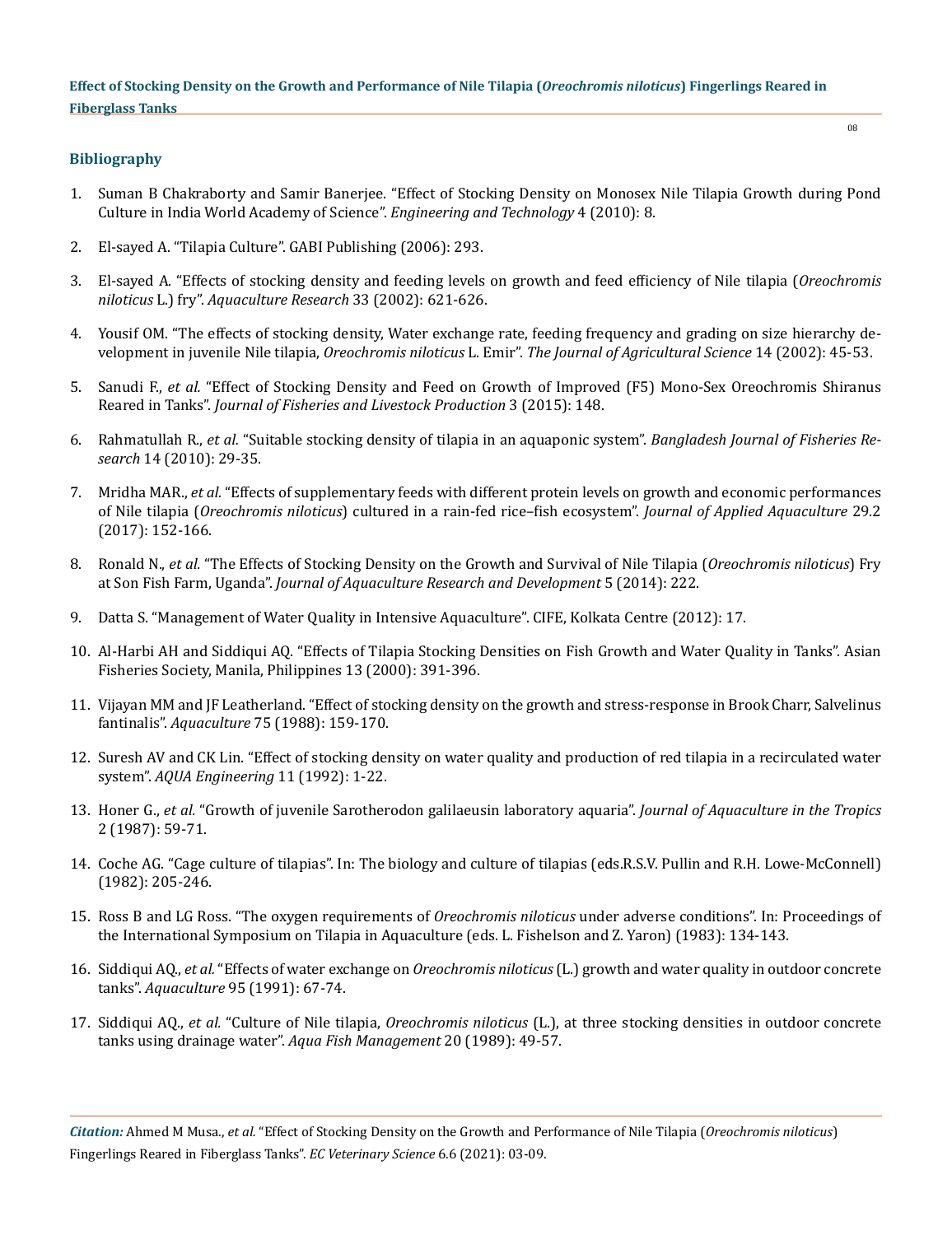## Bibliography

1. Suman B Chakraborty and Samir Banerjee. "Effect of Stocking Density on Monosex Nile Tilapia Growth during Pond Culture in India World Academy of Science". *Engineering and Technology* 4 (2010): 8.

2. El-sayed A. "Tilapia Culture". GABI Publishing (2006): 293.

3. El-sayed A. "Effects of stocking density and feeding levels on growth and feed efficiency of Nile tilapia (*Oreochromis niloticus* L.) fry". *Aquaculture Research* 33 (2002): 621-626.

4. Yousif OM. "The effects of stocking density, Water exchange rate, feeding frequency and grading on size hierarchy development in juvenile Nile tilapia, *Oreochromis niloticus* L. Emir". *The Journal of Agricultural Science* 14 (2002): 45-53.

5. Sanudi F., *et al.* "Effect of Stocking Density and Feed on Growth of Improved (F5) Mono-Sex Oreochromis Shiranus Reared in Tanks". *Journal of Fisheries and Livestock Production* 3 (2015): 148.

6. Rahmatullah R., *et al.* "Suitable stocking density of tilapia in an aquaponic system". *Bangladesh Journal of Fisheries Research* 14 (2010): 29-35.

7. Mridha MAR., *et al.* "Effects of supplementary feeds with different protein levels on growth and economic performances of Nile tilapia (*Oreochromis niloticus*) cultured in a rain-fed rice–fish ecosystem". *Journal of Applied Aquaculture* 29.2 (2017): 152-166.

8. Ronald N., *et al.* "The Effects of Stocking Density on the Growth and Survival of Nile Tilapia (*Oreochromis niloticus*) Fry at Son Fish Farm, Uganda". *Journal of Aquaculture Research and Development* 5 (2014): 222.

9. Datta S. "Management of Water Quality in Intensive Aquaculture". CIFE, Kolkata Centre (2012): 17.

10. Al-Harbi AH and Siddiqui AQ. "Effects of Tilapia Stocking Densities on Fish Growth and Water Quality in Tanks". Asian Fisheries Society, Manila, Philippines 13 (2000): 391-396.

11. Vijayan MM and JF Leatherland. "Effect of stocking density on the growth and stress-response in Brook Charr, Salvelinus fantinalis". *Aquaculture* 75 (1988): 159-170.

12. Suresh AV and CK Lin. "Effect of stocking density on water quality and production of red tilapia in a recirculated water system". *AQUA Engineering* 11 (1992): 1-22.

13. Honer G., *et al.* "Growth of juvenile Sarotherodon galilaeusin laboratory aquaria". *Journal of Aquaculture in the Tropics* 2 (1987): 59-71.

14. Coche AG. "Cage culture of tilapias". In: The biology and culture of tilapias (eds.R.S.V. Pullin and R.H. Lowe-McConnell) (1982): 205-246.

15. Ross B and LG Ross. "The oxygen requirements of *Oreochromis niloticus* under adverse conditions". In: Proceedings of the International Symposium on Tilapia in Aquaculture (eds. L. Fishelson and Z. Yaron) (1983): 134-143.

16. Siddiqui AQ., *et al.* "Effects of water exchange on *Oreochromis niloticus* (L.) growth and water quality in outdoor concrete tanks". *Aquaculture* 95 (1991): 67-74.

17. Siddiqui AQ., *et al.* "Culture of Nile tilapia, *Oreochromis niloticus* (L.), at three stocking densities in outdoor concrete tanks using drainage water". *Aqua Fish Management* 20 (1989): 49-57.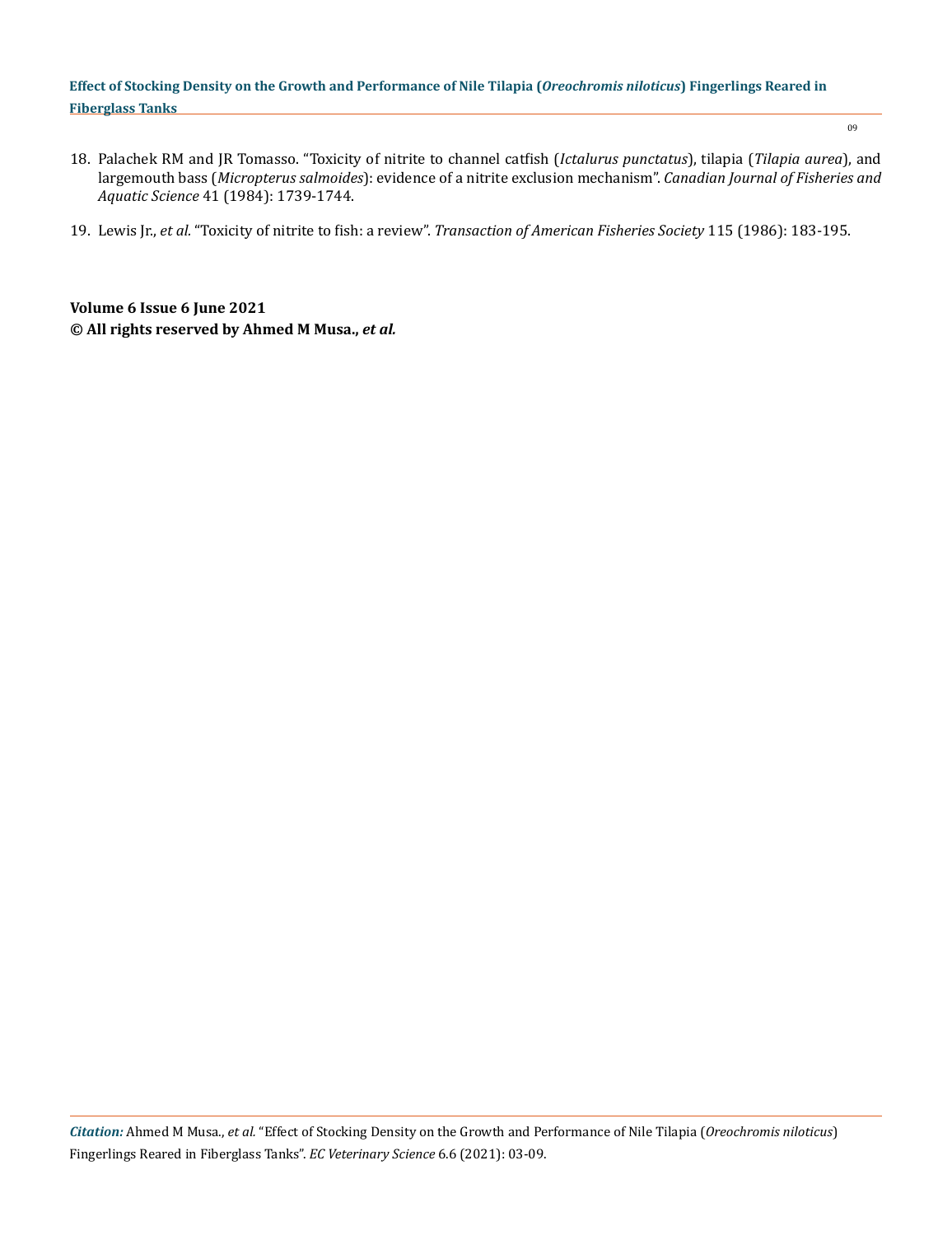18. Palachek RM and JR Tomasso. "Toxicity of nitrite to channel catfish (*Ictalurus punctatus*), tilapia (*Tilapia aurea*), and largemouth bass (*Micropterus salmoides*): evidence of a nitrite exclusion mechanism". *Canadian Journal of Fisheries and Aquatic Science* 41 (1984): 1739-1744.

19. Lewis Jr., *et al.* "Toxicity of nitrite to fish: a review". *Transaction of American Fisheries Society* 115 (1986): 183-195.

**Volume 6 Issue 6 June 2021**
**© All rights reserved by Ahmed M Musa., *et al.***